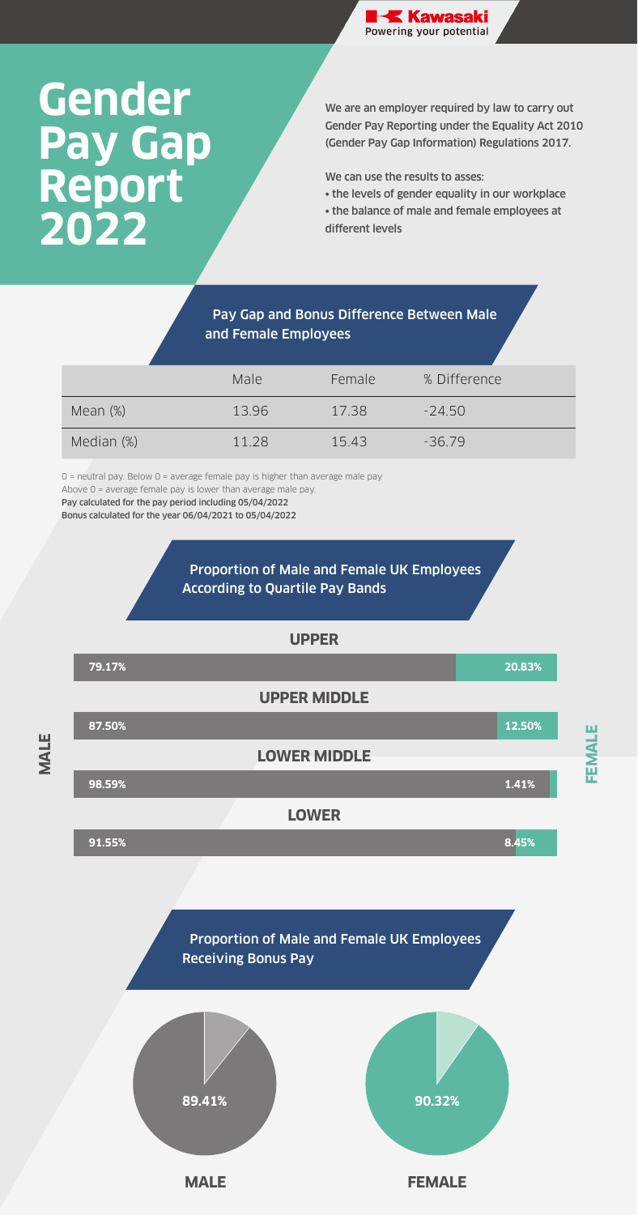Kawasaki
Powering your potential

# Gender Pay Gap Report 2022

We are an employer required by law to carry out Gender Pay Reporting under the Equality Act 2010 (Gender Pay Gap Information) Regulations 2017.

We can use the results to asses:

- the levels of gender equality in our workplace
- the balance of male and female employees at different levels

## Pay Gap and Bonus Difference Between Male and Female Employees

| | Male | Female | % Difference |
|---|---|---|---|
| Mean (%) | 13.96 | 17.38 | -24.50 |
| Median (%) | 11.28 | 15.43 | -36.79 |

0 = neutral pay. Below 0 = average female pay is higher than average male pay
Above 0 = average female pay is lower than average male pay.
**Pay calculated for the pay period including 05/04/2022**
**Bonus calculated for the year 06/04/2021 to 05/04/2022**

## Proportion of Male and Female UK Employees According to Quartile Pay Bands

| | MALE | FEMALE |
|---|---|---|
| **UPPER** | 79.17% | 20.83% |
| **UPPER MIDDLE** | 87.50% | 12.50% |
| **LOWER MIDDLE** | 98.59% | 1.41% |
| **LOWER** | 91.55% | 8.45% |

## Proportion of Male and Female UK Employees Receiving Bonus Pay

| MALE | FEMALE |
|---|---|
| 89.41% | 90.32% |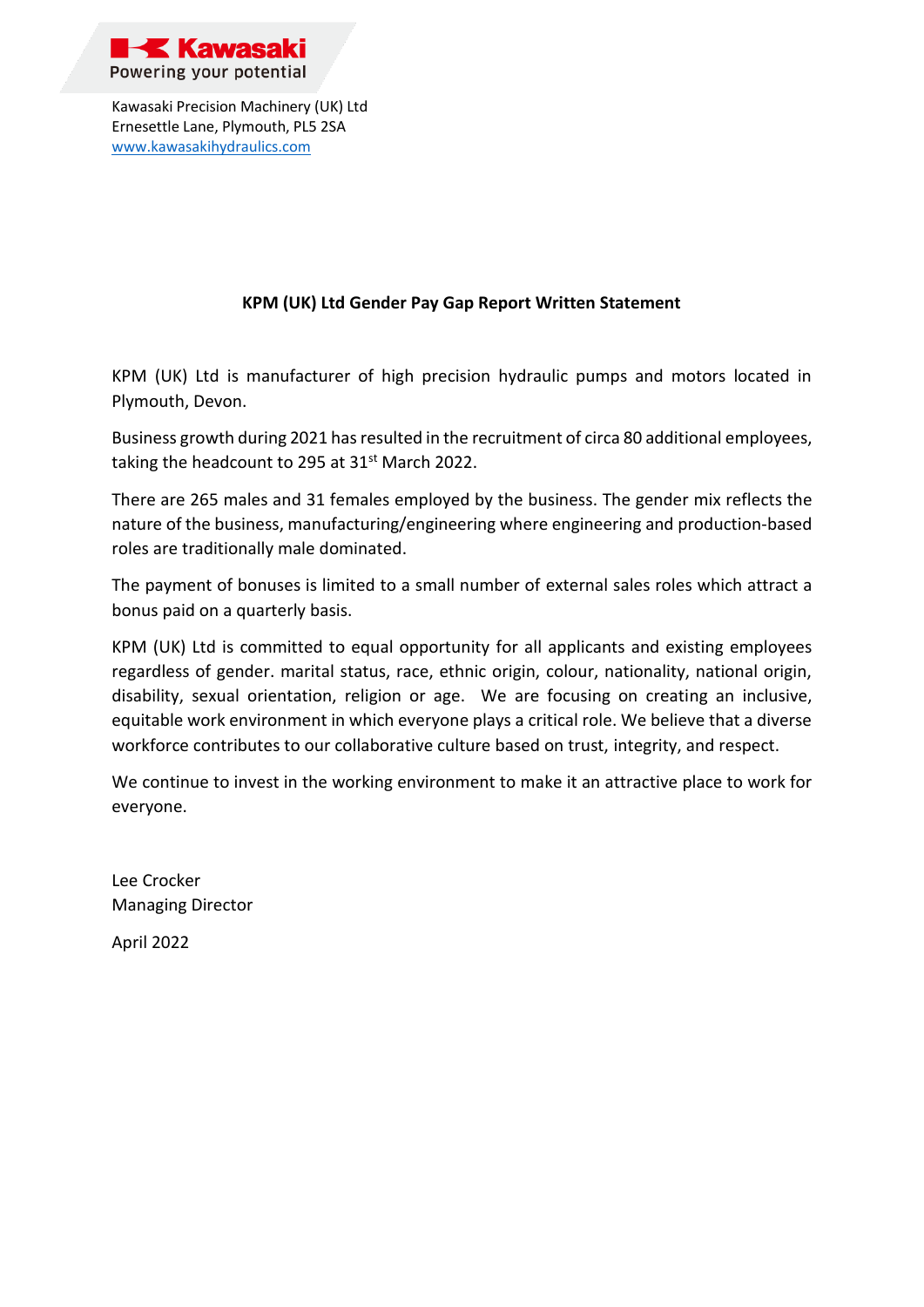Kawasaki
Powering your potential

Kawasaki Precision Machinery (UK) Ltd
Ernesettle Lane, Plymouth, PL5 2SA
www.kawasakihydraulics.com

**KPM (UK) Ltd Gender Pay Gap Report Written Statement**

KPM (UK) Ltd is manufacturer of high precision hydraulic pumps and motors located in Plymouth, Devon.

Business growth during 2021 has resulted in the recruitment of circa 80 additional employees, taking the headcount to 295 at 31st March 2022.

There are 265 males and 31 females employed by the business. The gender mix reflects the nature of the business, manufacturing/engineering where engineering and production-based roles are traditionally male dominated.

The payment of bonuses is limited to a small number of external sales roles which attract a bonus paid on a quarterly basis.

KPM (UK) Ltd is committed to equal opportunity for all applicants and existing employees regardless of gender. marital status, race, ethnic origin, colour, nationality, national origin, disability, sexual orientation, religion or age. We are focusing on creating an inclusive, equitable work environment in which everyone plays a critical role. We believe that a diverse workforce contributes to our collaborative culture based on trust, integrity, and respect.

We continue to invest in the working environment to make it an attractive place to work for everyone.

Lee Crocker
Managing Director

April 2022